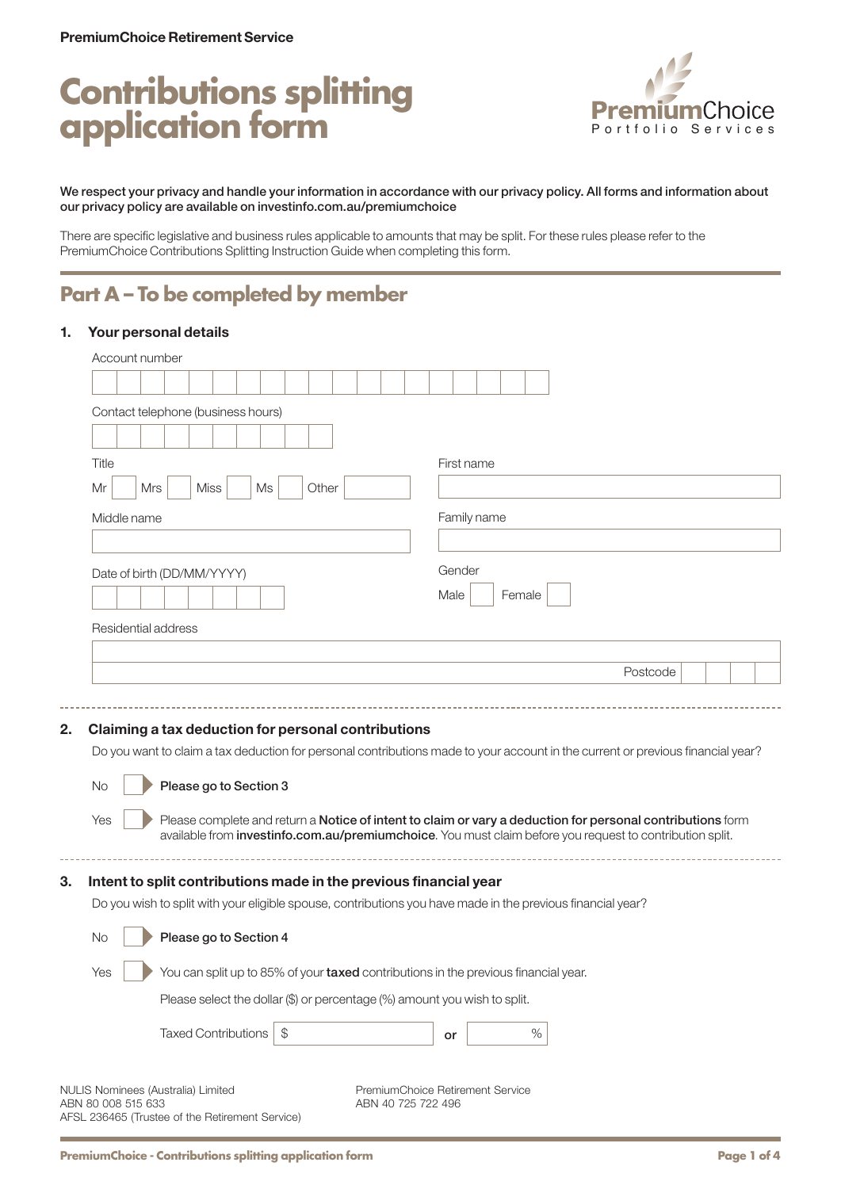PremiumChoice Retirement Service

# Contributions splitting application form

PremiumChoice
Portfolio Services

**We respect your privacy and handle your information in accordance with our privacy policy. All forms and information about our privacy policy are available on investinfo.com.au/premiumchoice**

There are specific legislative and business rules applicable to amounts that may be split. For these rules please refer to the PremiumChoice Contributions Splitting Instruction Guide when completing this form.

## Part A – To be completed by member

### 1. Your personal details

Account number

Contact telephone (business hours)

Title

Mr ☐ Mrs ☐ Miss ☐ Ms ☐ Other ______

First name

Middle name

Family name

Date of birth (DD/MM/YYYY)

Gender

Male ☐ Female ☐

Residential address

Postcode

### 2. Claiming a tax deduction for personal contributions

Do you want to claim a tax deduction for personal contributions made to your account in the current or previous financial year?

No ☐ **Please go to Section 3**

Yes ☐ Please complete and return a **Notice of intent to claim or vary a deduction for personal contributions** form available from **investinfo.com.au/premiumchoice**. You must claim before you request to contribution split.

### 3. Intent to split contributions made in the previous financial year

Do you wish to split with your eligible spouse, contributions you have made in the previous financial year?

No ☐ **Please go to Section 4**

Yes ☐ You can split up to 85% of your **taxed** contributions in the previous financial year.

Please select the dollar ($) or percentage (%) amount you wish to split.

Taxed Contributions $ ______ **or** ______ %

NULIS Nominees (Australia) Limited
ABN 80 008 515 633
AFSL 236465 (Trustee of the Retirement Service)

PremiumChoice Retirement Service
ABN 40 725 722 496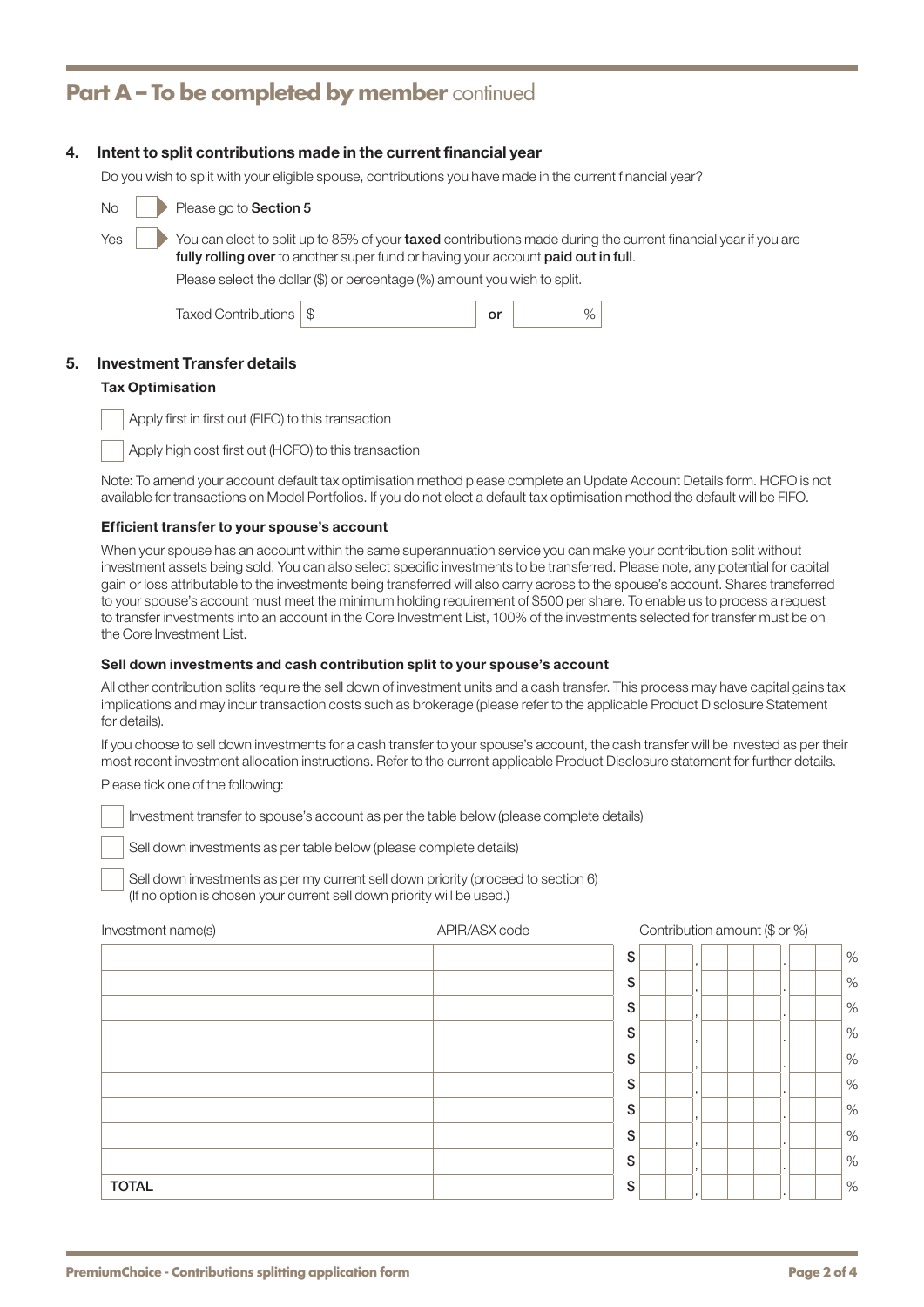## Part A – To be completed by member continued

### 4. Intent to split contributions made in the current financial year

Do you wish to split with your eligible spouse, contributions you have made in the current financial year?

No ☐ Please go to **Section 5**

Yes ☐ You can elect to split up to 85% of your **taxed** contributions made during the current financial year if you are **fully rolling over** to another super fund or having your account **paid out in full**.

Please select the dollar ($) or percentage (%) amount you wish to split.

Taxed Contributions $ __________ **or** ______ %

### 5. Investment Transfer details

**Tax Optimisation**

☐ Apply first in first out (FIFO) to this transaction

☐ Apply high cost first out (HCFO) to this transaction

Note: To amend your account default tax optimisation method please complete an Update Account Details form. HCFO is not available for transactions on Model Portfolios. If you do not elect a default tax optimisation method the default will be FIFO.

**Efficient transfer to your spouse's account**

When your spouse has an account within the same superannuation service you can make your contribution split without investment assets being sold. You can also select specific investments to be transferred. Please note, any potential for capital gain or loss attributable to the investments being transferred will also carry across to the spouse's account. Shares transferred to your spouse's account must meet the minimum holding requirement of $500 per share. To enable us to process a request to transfer investments into an account in the Core Investment List, 100% of the investments selected for transfer must be on the Core Investment List.

**Sell down investments and cash contribution split to your spouse's account**

All other contribution splits require the sell down of investment units and a cash transfer. This process may have capital gains tax implications and may incur transaction costs such as brokerage (please refer to the applicable Product Disclosure Statement for details).

If you choose to sell down investments for a cash transfer to your spouse's account, the cash transfer will be invested as per their most recent investment allocation instructions. Refer to the current applicable Product Disclosure statement for further details.

Please tick one of the following:

☐ Investment transfer to spouse's account as per the table below (please complete details)

☐ Sell down investments as per table below (please complete details)

☐ Sell down investments as per my current sell down priority (proceed to section 6)
(If no option is chosen your current sell down priority will be used.)

| Investment name(s) | APIR/ASX code | Contribution amount ($ or %) |
|---|---|---|
| | | $ , . % |
| | | $ , . % |
| | | $ , . % |
| | | $ , . % |
| | | $ , . % |
| | | $ , . % |
| | | $ , . % |
| | | $ , . % |
| | | $ , . % |
| **TOTAL** | | $ , . % |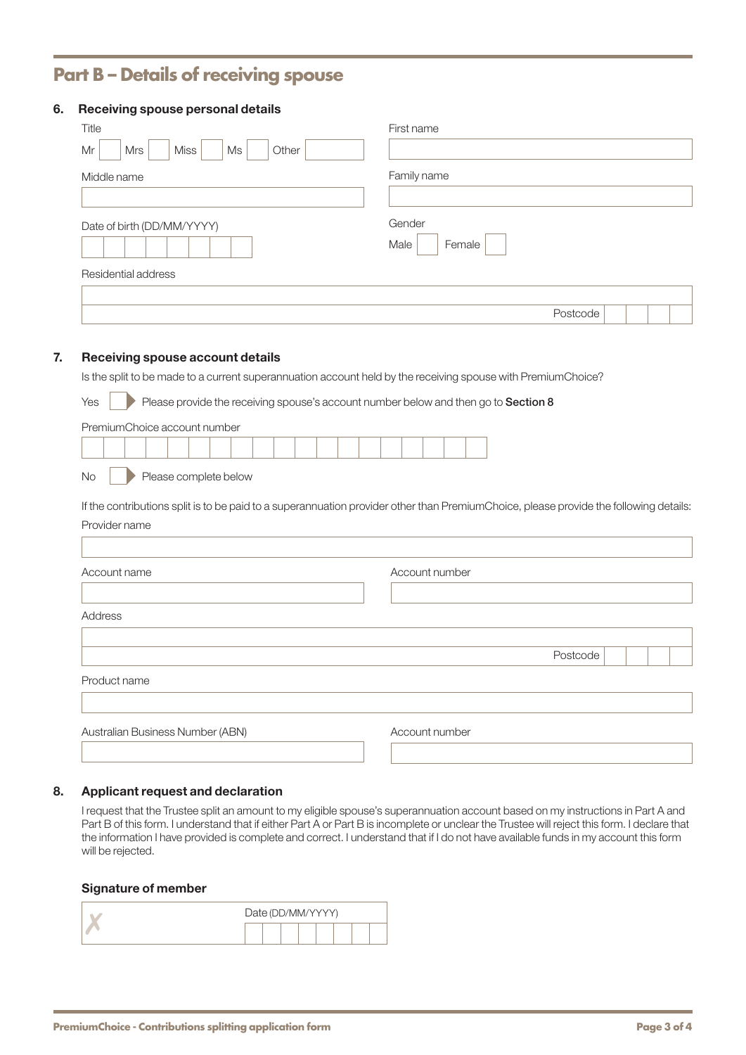## Part B – Details of receiving spouse

### 6. Receiving spouse personal details

Title

Mr ☐ Mrs ☐ Miss ☐ Ms ☐ Other ☐

First name

Middle name

Family name

Date of birth (DD/MM/YYYY)

Gender

Male ☐ Female ☐

Residential address

Postcode

### 7. Receiving spouse account details

Is the split to be made to a current superannuation account held by the receiving spouse with PremiumChoice?

Yes ☐ Please provide the receiving spouse's account number below and then go to **Section 8**

PremiumChoice account number

No ☐ Please complete below

If the contributions split is to be paid to a superannuation provider other than PremiumChoice, please provide the following details:

Provider name

Account name

Account number

Address

Postcode

Product name

Australian Business Number (ABN)

Account number

### 8. Applicant request and declaration

I request that the Trustee split an amount to my eligible spouse's superannuation account based on my instructions in Part A and Part B of this form. I understand that if either Part A or Part B is incomplete or unclear the Trustee will reject this form. I declare that the information I have provided is complete and correct. I understand that if I do not have available funds in my account this form will be rejected.

**Signature of member**

✗

Date (DD/MM/YYYY)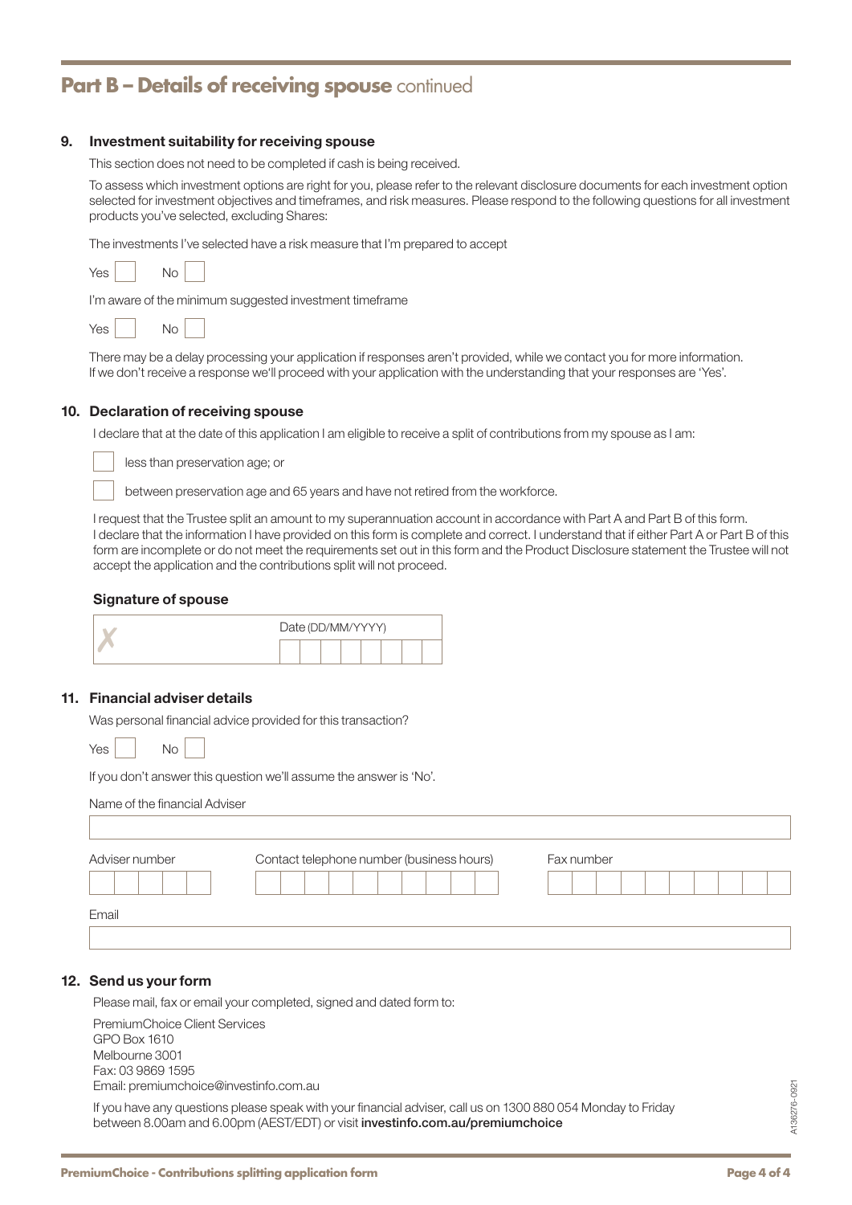## Part B – Details of receiving spouse continued

### 9. Investment suitability for receiving spouse

This section does not need to be completed if cash is being received.

To assess which investment options are right for you, please refer to the relevant disclosure documents for each investment option selected for investment objectives and timeframes, and risk measures. Please respond to the following questions for all investment products you've selected, excluding Shares:

The investments I've selected have a risk measure that I'm prepared to accept

Yes ☐ No ☐

I'm aware of the minimum suggested investment timeframe

Yes ☐ No ☐

There may be a delay processing your application if responses aren't provided, while we contact you for more information. If we don't receive a response we'll proceed with your application with the understanding that your responses are 'Yes'.

### 10. Declaration of receiving spouse

I declare that at the date of this application I am eligible to receive a split of contributions from my spouse as I am:

☐ less than preservation age; or

☐ between preservation age and 65 years and have not retired from the workforce.

I request that the Trustee split an amount to my superannuation account in accordance with Part A and Part B of this form. I declare that the information I have provided on this form is complete and correct. I understand that if either Part A or Part B of this form are incomplete or do not meet the requirements set out in this form and the Product Disclosure statement the Trustee will not accept the application and the contributions split will not proceed.

**Signature of spouse**

✗ ______________________ Date (DD/MM/YYYY) ☐☐☐☐☐☐☐☐

### 11. Financial adviser details

Was personal financial advice provided for this transaction?

Yes ☐ No ☐

If you don't answer this question we'll assume the answer is 'No'.

Name of the financial Adviser

______________________

Adviser number ______ Contact telephone number (business hours) ______ Fax number ______

Email

______________________

### 12. Send us your form

Please mail, fax or email your completed, signed and dated form to:

PremiumChoice Client Services
GPO Box 1610
Melbourne 3001
Fax: 03 9869 1595
Email: premiumchoice@investinfo.com.au

If you have any questions please speak with your financial adviser, call us on 1300 880 054 Monday to Friday between 8.00am and 6.00pm (AEST/EDT) or visit **investinfo.com.au/premiumchoice**

A136276-0921